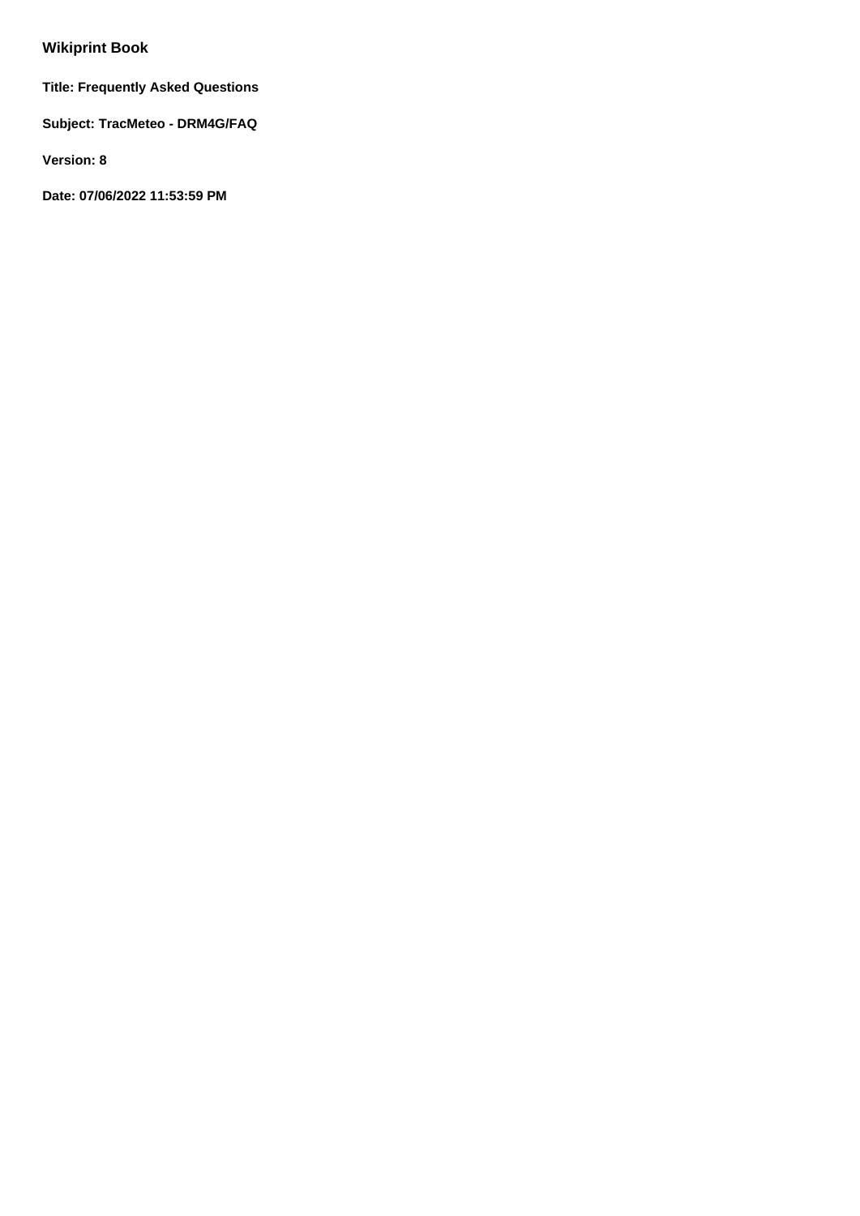# Wikiprint Book

**Title: Frequently Asked Questions**

**Subject: TracMeteo - DRM4G/FAQ**

**Version: 8**

**Date: 07/06/2022 11:53:59 PM**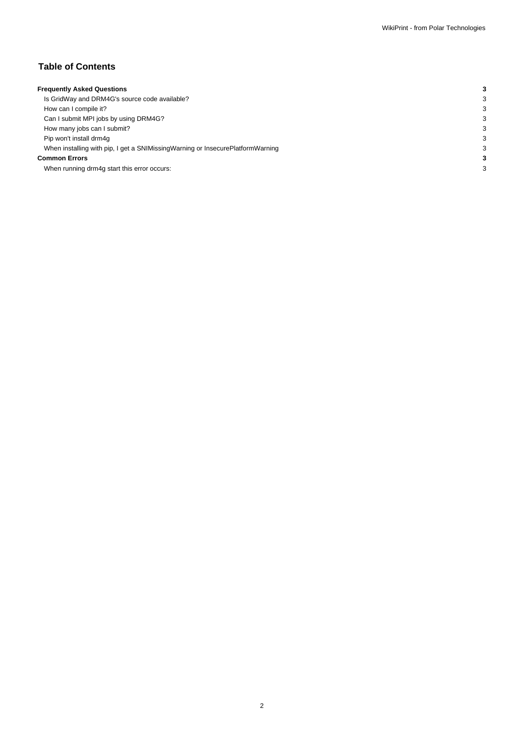## Table of Contents

| | |
|---|---|
| **Frequently Asked Questions** | **3** |
| Is GridWay and DRM4G's source code available? | 3 |
| How can I compile it? | 3 |
| Can I submit MPI jobs by using DRM4G? | 3 |
| How many jobs can I submit? | 3 |
| Pip won't install drm4g | 3 |
| When installing with pip, I get a SNIMissingWarning or InsecurePlatformWarning | 3 |
| **Common Errors** | **3** |
| When running drm4g start this error occurs: | 3 |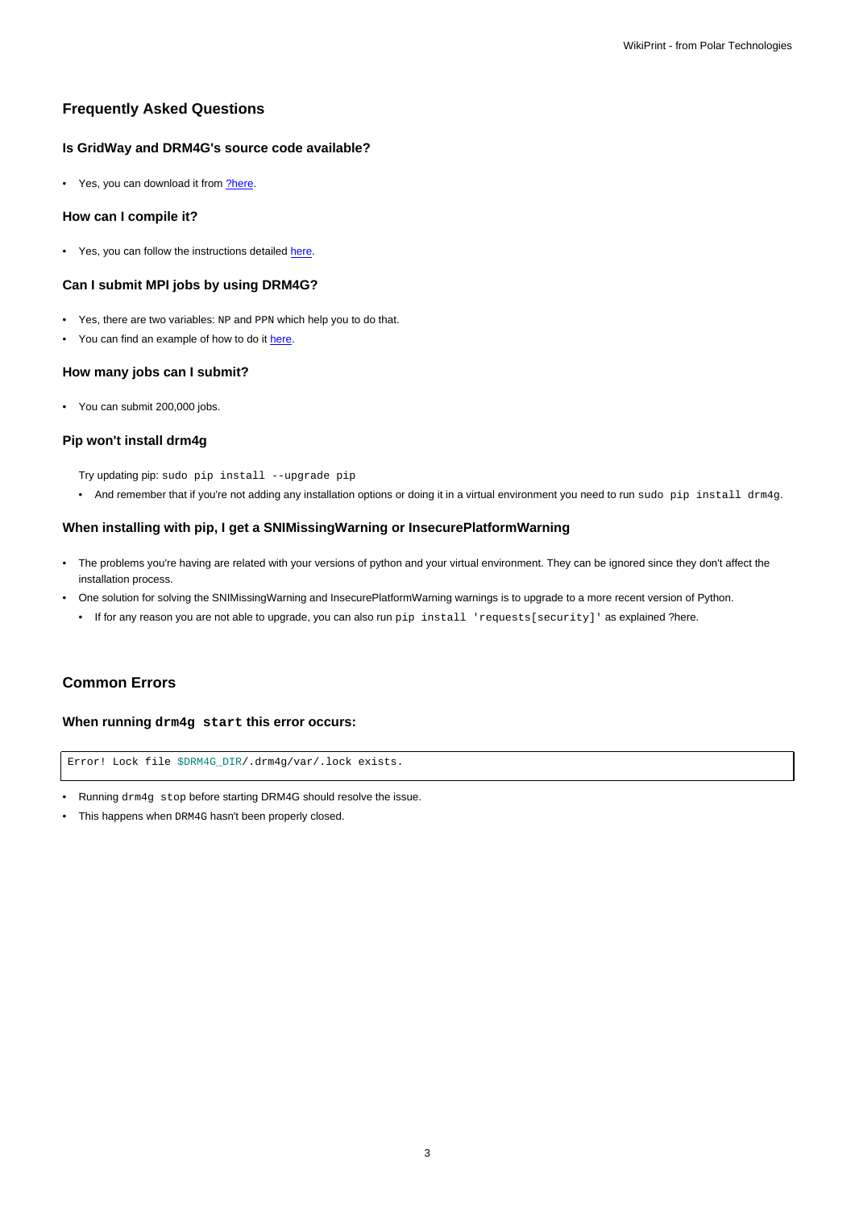## Frequently Asked Questions

### Is GridWay and DRM4G's source code available?

- Yes, you can download it from ?here.

### How can I compile it?

- Yes, you can follow the instructions detailed here.

### Can I submit MPI jobs by using DRM4G?

- Yes, there are two variables: `NP` and `PPN` which help you to do that.
- You can find an example of how to do it here.

### How many jobs can I submit?

- You can submit 200,000 jobs.

### Pip won't install drm4g

Try updating pip: `sudo pip install --upgrade pip`

- And remember that if you're not adding any installation options or doing it in a virtual environment you need to run `sudo pip install drm4g`.

### When installing with pip, I get a SNIMissingWarning or InsecurePlatformWarning

- The problems you're having are related with your versions of python and your virtual environment. They can be ignored since they don't affect the installation process.
- One solution for solving the SNIMissingWarning and InsecurePlatformWarning warnings is to upgrade to a more recent version of Python.
  - If for any reason you are not able to upgrade, you can also run `pip install 'requests[security]'` as explained ?here.

## Common Errors

### When running `drm4g start` this error occurs:

```
Error! Lock file $DRM4G_DIR/.drm4g/var/.lock exists.
```

- Running `drm4g stop` before starting DRM4G should resolve the issue.
- This happens when `DRM4G` hasn't been properly closed.